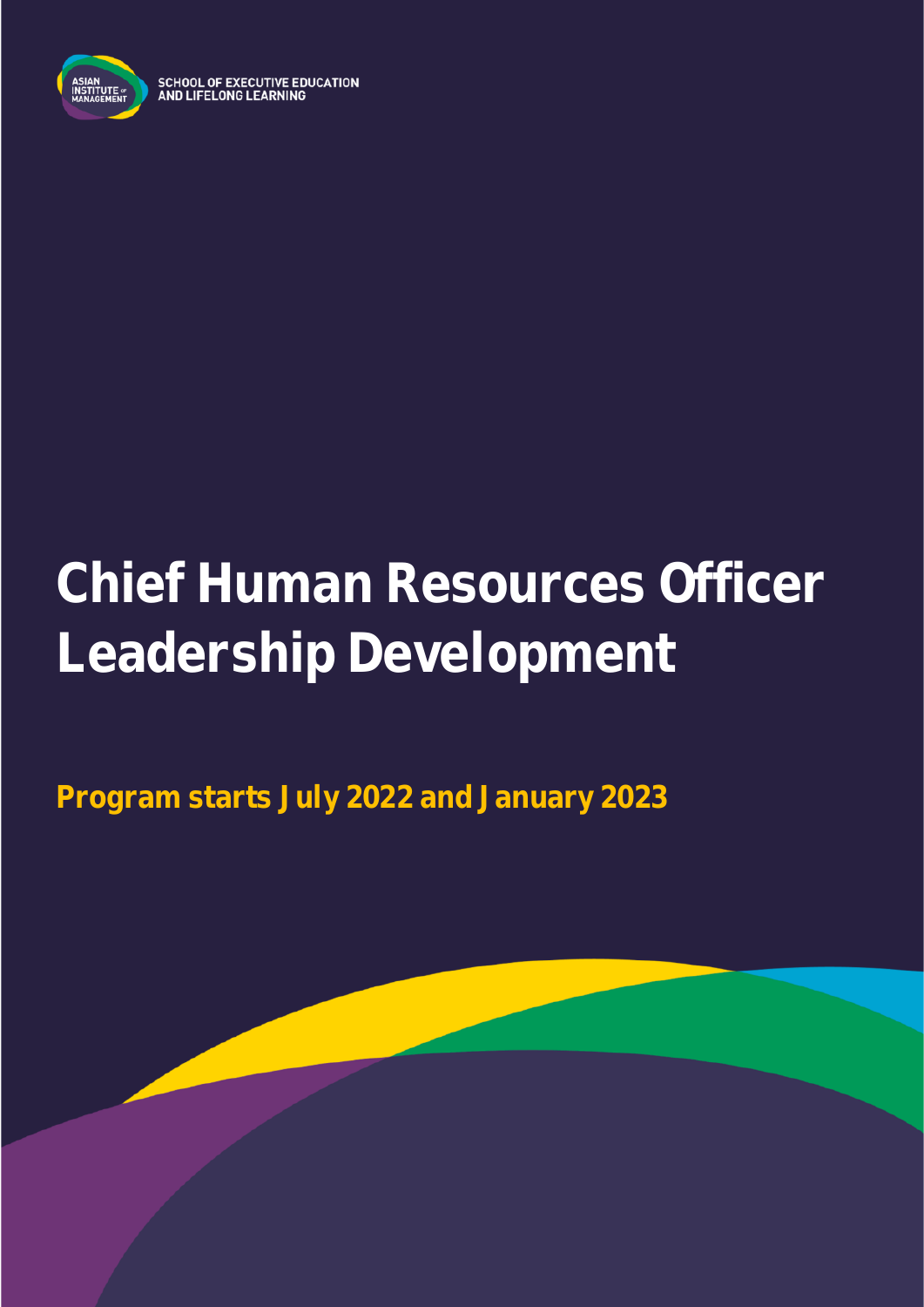ASIAN INSTITUTE OF MANAGEMENT

SCHOOL OF EXECUTIVE EDUCATION AND LIFELONG LEARNING

# Chief Human Resources Officer Leadership Development

**Program starts July 2022 and January 2023**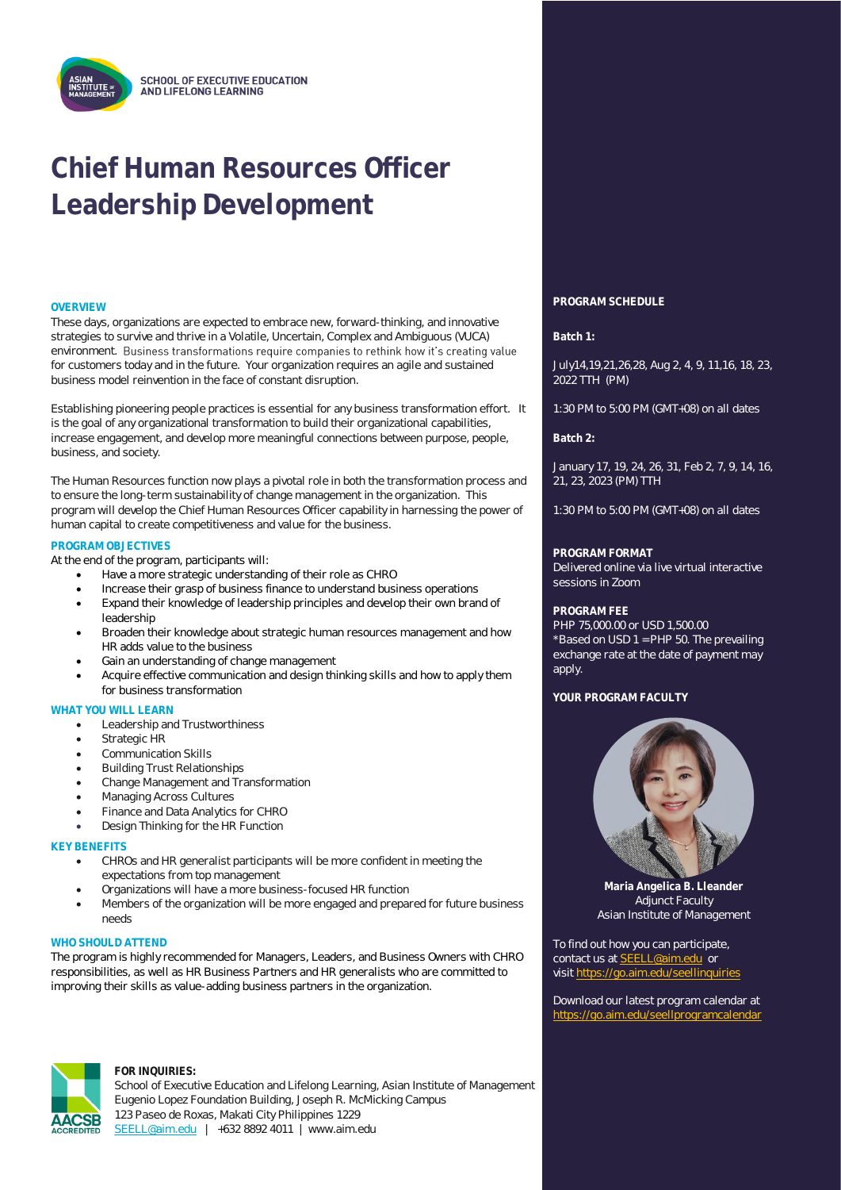SCHOOL OF EXECUTIVE EDUCATION AND LIFELONG LEARNING

# Chief Human Resources Officer Leadership Development

## OVERVIEW

These days, organizations are expected to embrace new, forward-thinking, and innovative strategies to survive and thrive in a Volatile, Uncertain, Complex and Ambiguous (VUCA) environment. Business transformations require companies to rethink how it's creating value for customers today and in the future. Your organization requires an agile and sustained business model reinvention in the face of constant disruption.

Establishing pioneering people practices is essential for any business transformation effort. It is the goal of any organizational transformation to build their organizational capabilities, increase engagement, and develop more meaningful connections between purpose, people, business, and society.

The Human Resources function now plays a pivotal role in both the transformation process and to ensure the long-term sustainability of change management in the organization. This program will develop the Chief Human Resources Officer capability in harnessing the power of human capital to create competitiveness and value for the business.

## PROGRAM OBJECTIVES

At the end of the program, participants will:

- Have a more strategic understanding of their role as CHRO
- Increase their grasp of business finance to understand business operations
- Expand their knowledge of leadership principles and develop their own brand of leadership
- Broaden their knowledge about strategic human resources management and how HR adds value to the business
- Gain an understanding of change management
- Acquire effective communication and design thinking skills and how to apply them for business transformation

## WHAT YOU WILL LEARN

- Leadership and Trustworthiness
- Strategic HR
- Communication Skills
- Building Trust Relationships
- Change Management and Transformation
- Managing Across Cultures
- Finance and Data Analytics for CHRO
- Design Thinking for the HR Function

## KEY BENEFITS

- CHROs and HR generalist participants will be more confident in meeting the expectations from top management
- Organizations will have a more business-focused HR function
- Members of the organization will be more engaged and prepared for future business needs

## WHO SHOULD ATTEND

The program is highly recommended for Managers, Leaders, and Business Owners with CHRO responsibilities, as well as HR Business Partners and HR generalists who are committed to improving their skills as value-adding business partners in the organization.

**FOR INQUIRIES:**
School of Executive Education and Lifelong Learning, Asian Institute of Management
Eugenio Lopez Foundation Building, Joseph R. McMicking Campus
123 Paseo de Roxas, Makati City Philippines 1229
SEELL@aim.edu | +632 8892 4011 | www.aim.edu

## PROGRAM SCHEDULE

**Batch 1:**

July14,19,21,26,28, Aug 2, 4, 9, 11,16, 18, 23, 2022 TTH (PM)

1:30 PM to 5:00 PM (GMT+08) on all dates

**Batch 2:**

January 17, 19, 24, 26, 31, Feb 2, 7, 9, 14, 16, 21, 23, 2023 (PM) TTH

1:30 PM to 5:00 PM (GMT+08) on all dates

## PROGRAM FORMAT

Delivered online via live virtual interactive sessions in Zoom

## PROGRAM FEE

PHP 75,000.00 or USD 1,500.00
*Based on USD 1 = PHP 50. The prevailing exchange rate at the date of payment may apply.

## YOUR PROGRAM FACULTY

**Maria Angelica B. Lleander**
Adjunct Faculty
Asian Institute of Management

To find out how you can participate, contact us at SEELL@aim.edu or visit https://go.aim.edu/seellinquiries

Download our latest program calendar at https://go.aim.edu/seellprogramcalendar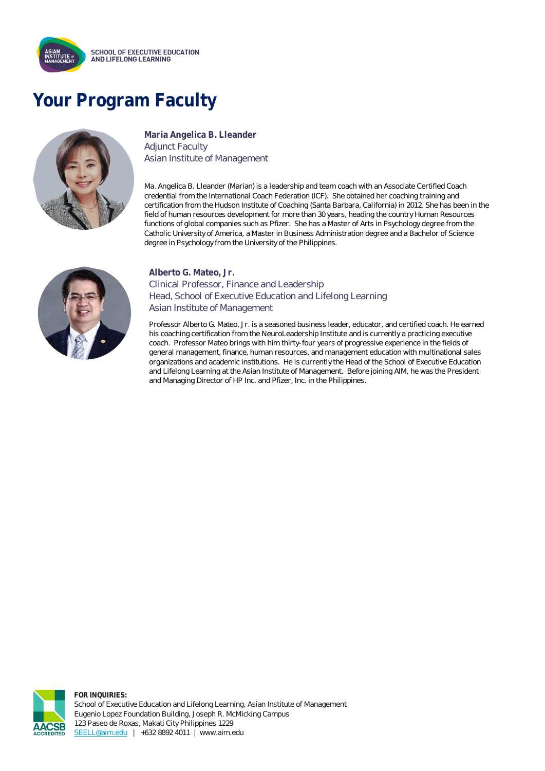# Your Program Faculty

**Maria Angelica B. Lleander**
Adjunct Faculty
Asian Institute of Management

Ma. Angelica B. Lleander (Marian) is a leadership and team coach with an Associate Certified Coach credential from the International Coach Federation (ICF). She obtained her coaching training and certification from the Hudson Institute of Coaching (Santa Barbara, California) in 2012. She has been in the field of human resources development for more than 30 years, heading the country Human Resources functions of global companies such as Pfizer. She has a Master of Arts in Psychology degree from the Catholic University of America, a Master in Business Administration degree and a Bachelor of Science degree in Psychology from the University of the Philippines.

**Alberto G. Mateo, Jr.**
Clinical Professor, Finance and Leadership
Head, School of Executive Education and Lifelong Learning
Asian Institute of Management

Professor Alberto G. Mateo, Jr. is a seasoned business leader, educator, and certified coach. He earned his coaching certification from the NeuroLeadership Institute and is currently a practicing executive coach. Professor Mateo brings with him thirty-four years of progressive experience in the fields of general management, finance, human resources, and management education with multinational sales organizations and academic institutions. He is currently the Head of the School of Executive Education and Lifelong Learning at the Asian Institute of Management. Before joining AIM, he was the President and Managing Director of HP Inc. and Pfizer, Inc. in the Philippines.

**FOR INQUIRIES:**
School of Executive Education and Lifelong Learning, Asian Institute of Management
Eugenio Lopez Foundation Building, Joseph R. McMicking Campus
123 Paseo de Roxas, Makati City Philippines 1229
SEELL@aim.edu | +632 8892 4011 | www.aim.edu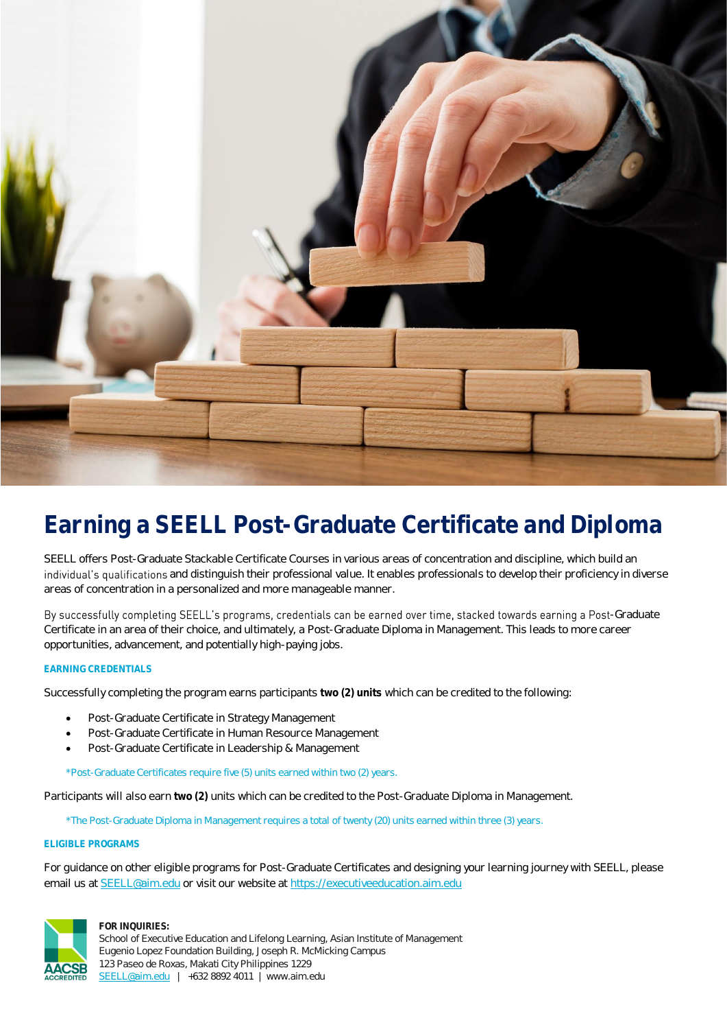# Earning a SEELL Post-Graduate Certificate and Diploma

SEELL offers Post-Graduate Stackable Certificate Courses in various areas of concentration and discipline, which build an individual's qualifications and distinguish their professional value. It enables professionals to develop their proficiency in diverse areas of concentration in a personalized and more manageable manner.

By successfully completing SEELL's programs, credentials can be earned over time, stacked towards earning a Post-Graduate Certificate in an area of their choice, and ultimately, a Post-Graduate Diploma in Management. This leads to more career opportunities, advancement, and potentially high-paying jobs.

### EARNING CREDENTIALS

Successfully completing the program earns participants **two (2) units** which can be credited to the following:

- Post-Graduate Certificate in Strategy Management
- Post-Graduate Certificate in Human Resource Management
- Post-Graduate Certificate in Leadership & Management

*Post-Graduate Certificates require five (5) units earned within two (2) years.

Participants will also earn **two (2)** units which can be credited to the Post-Graduate Diploma in Management.

*The Post-Graduate Diploma in Management requires a total of twenty (20) units earned within three (3) years.

### ELIGIBLE PROGRAMS

For guidance on other eligible programs for Post-Graduate Certificates and designing your learning journey with SEELL, please email us at SEELL@aim.edu or visit our website at https://executiveeducation.aim.edu

**FOR INQUIRIES:**
School of Executive Education and Lifelong Learning, Asian Institute of Management
Eugenio Lopez Foundation Building, Joseph R. McMicking Campus
123 Paseo de Roxas, Makati City Philippines 1229
SEELL@aim.edu | +632 8892 4011 | www.aim.edu

AACSB ACCREDITED